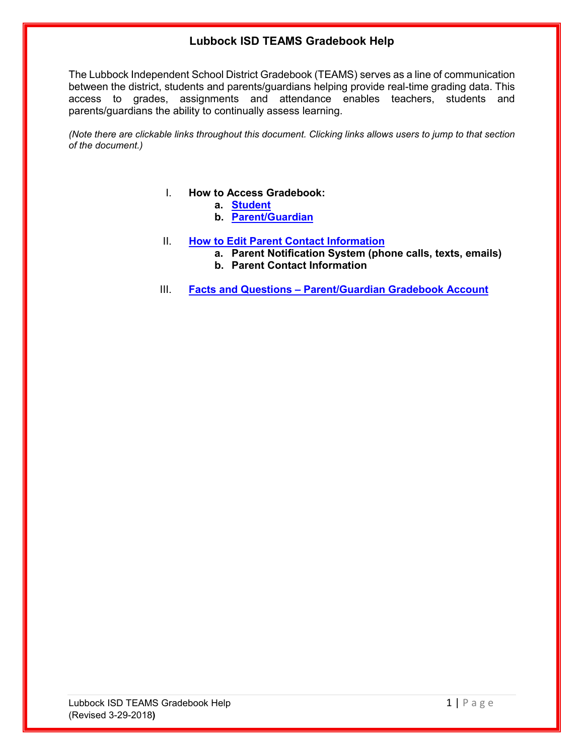# Lubbock ISD TEAMS Gradebook Help

The Lubbock Independent School District Gradebook (TEAMS) serves as a line of communication between the district, students and parents/guardians helping provide real-time grading data. This access to grades, assignments and attendance enables teachers, students and parents/guardians the ability to continually assess learning.

*(Note there are clickable links throughout this document. Clicking links allows users to jump to that section of the document.)*

I. **How to Access Gradebook:**
   - a. **Student**
   - b. **Parent/Guardian**

II. **How to Edit Parent Contact Information**
   - a. **Parent Notification System (phone calls, texts, emails)**
   - b. **Parent Contact Information**

III. **Facts and Questions – Parent/Guardian Gradebook Account**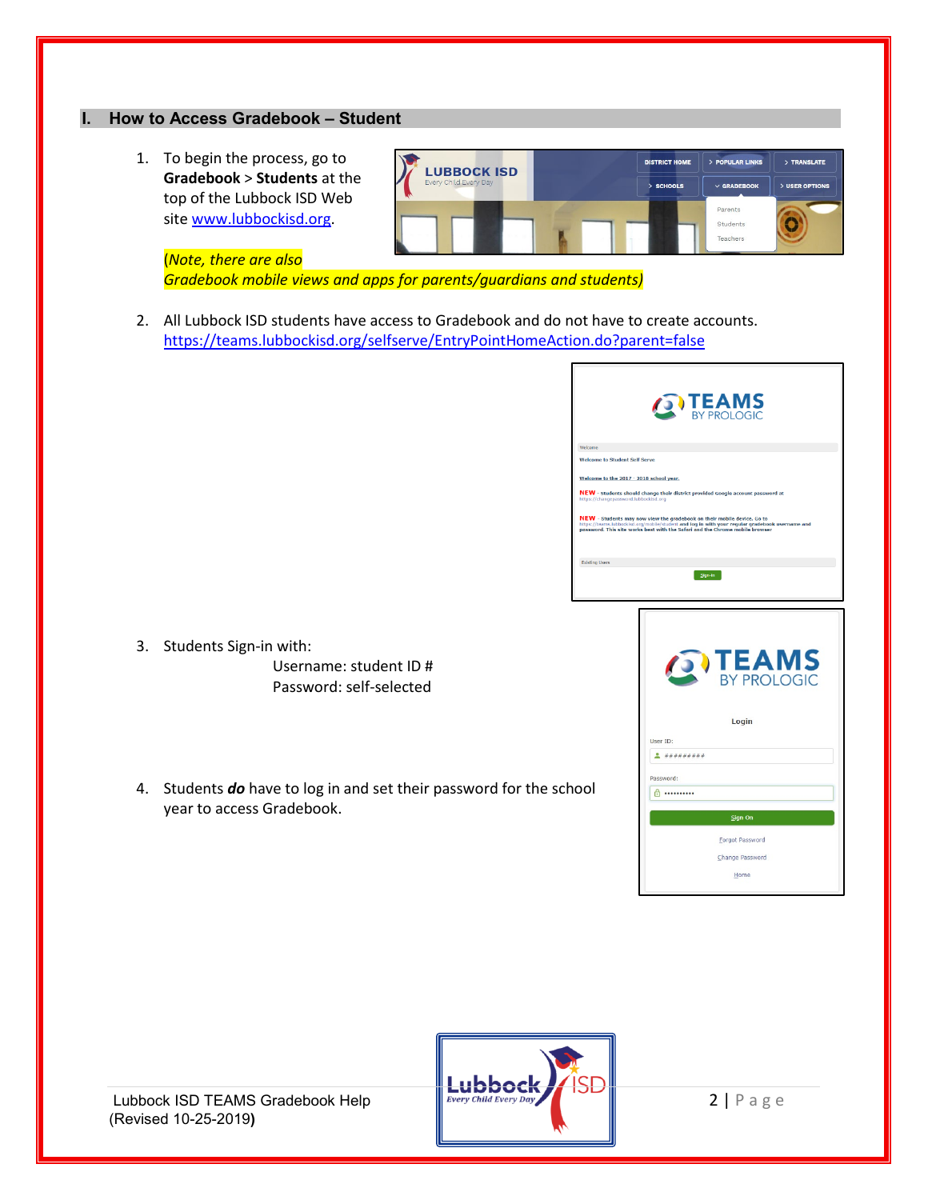## I. How to Access Gradebook – Student

1. To begin the process, go to **Gradebook** > **Students** at the top of the Lubbock ISD Web site www.lubbockisd.org.

   *(Note, there are also Gradebook mobile views and apps for parents/guardians and students)*

2. All Lubbock ISD students have access to Gradebook and do not have to create accounts.
   https://teams.lubbockisd.org/selfserve/EntryPointHomeAction.do?parent=false

3. Students Sign-in with:
   - Username: student ID #
   - Password: self-selected

4. Students ***do*** have to log in and set their password for the school year to access Gradebook.

Lubbock ISD TEAMS Gradebook Help
(Revised 10-25-2019)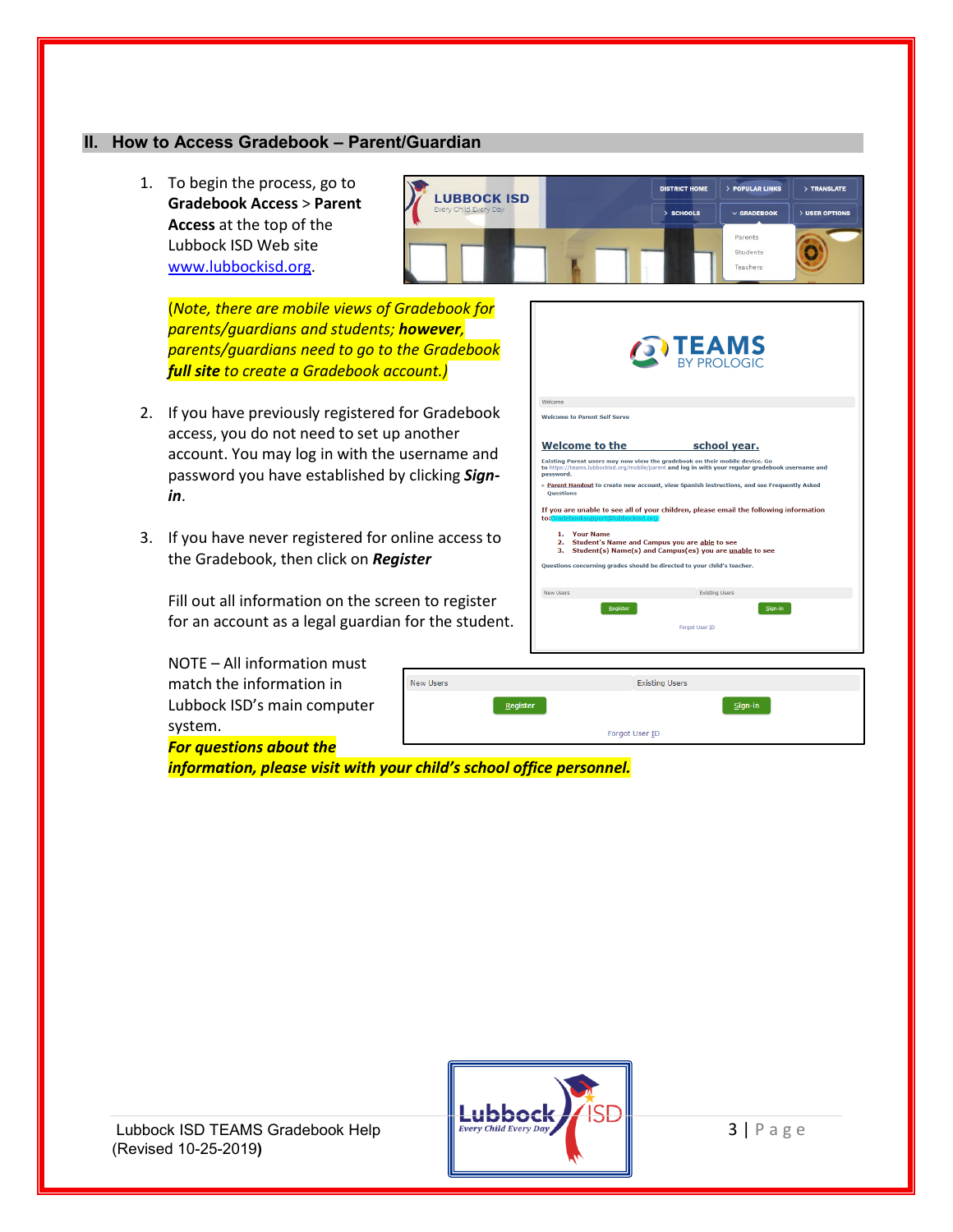## II. How to Access Gradebook – Parent/Guardian

1. To begin the process, go to **Gradebook Access** > **Parent Access** at the top of the Lubbock ISD Web site www.lubbockisd.org.

   *(Note, there are mobile views of Gradebook for parents/guardians and students;* ***however,*** *parents/guardians need to go to the Gradebook* ***full site*** *to create a Gradebook account.)*

2. If you have previously registered for Gradebook access, you do not need to set up another account. You may log in with the username and password you have established by clicking ***Sign-in***.

3. If you have never registered for online access to the Gradebook, then click on ***Register***

   Fill out all information on the screen to register for an account as a legal guardian for the student.

   NOTE – All information must match the information in Lubbock ISD's main computer system.
   ***For questions about the information, please visit with your child's school office personnel.***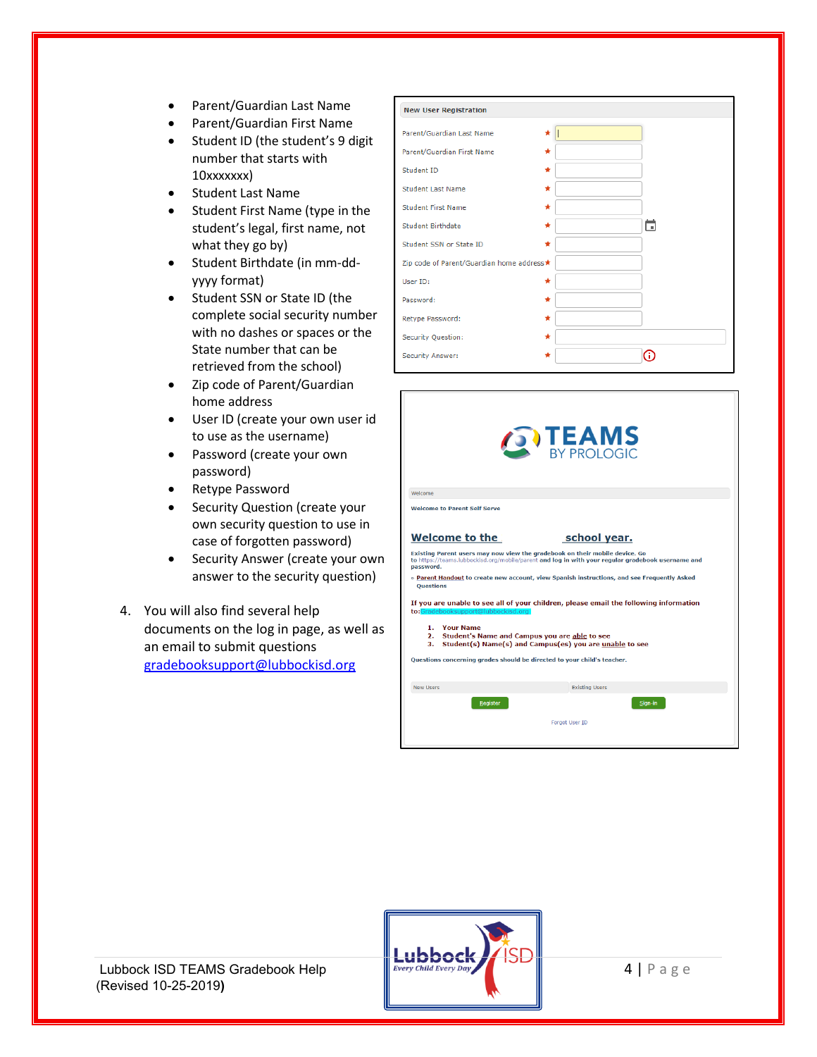- Parent/Guardian Last Name
- Parent/Guardian First Name
- Student ID (the student's 9 digit number that starts with 10xxxxxxx)
- Student Last Name
- Student First Name (type in the student's legal, first name, not what they go by)
- Student Birthdate (in mm-dd-yyyy format)
- Student SSN or State ID (the complete social security number with no dashes or spaces or the State number that can be retrieved from the school)
- Zip code of Parent/Guardian home address
- User ID (create your own user id to use as the username)
- Password (create your own password)
- Retype Password
- Security Question (create your own security question to use in case of forgotten password)
- Security Answer (create your own answer to the security question)

4. You will also find several help documents on the log in page, as well as an email to submit questions gradebooksupport@lubbockisd.org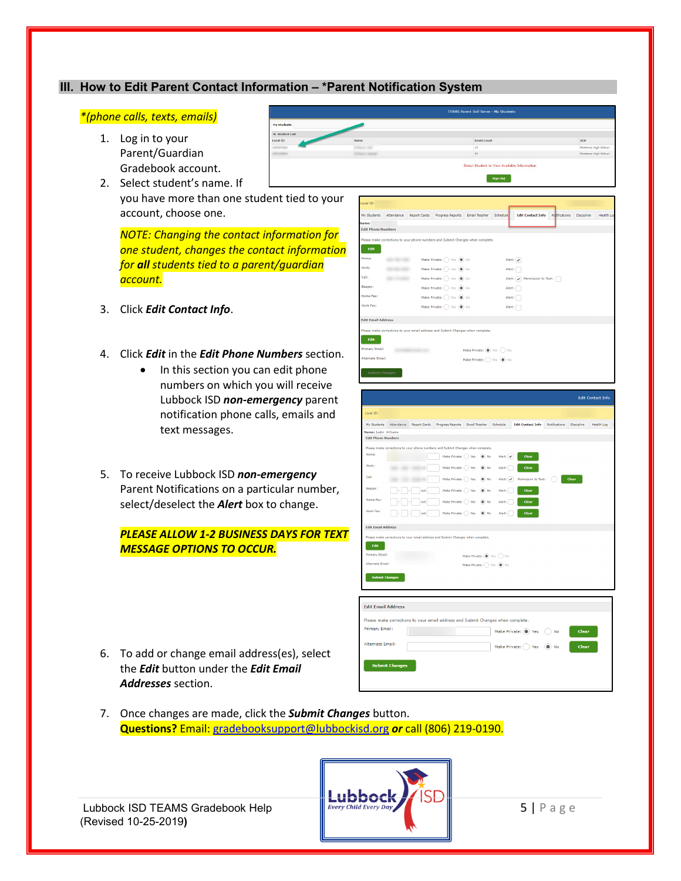## III. How to Edit Parent Contact Information – *Parent Notification System

*(phone calls, texts, emails)*

1. Log in to your Parent/Guardian Gradebook account.
2. Select student's name. If you have more than one student tied to your account, choose one.

   *NOTE: Changing the contact information for one student, changes the contact information for **all** students tied to a parent/guardian account.*

3. Click ***Edit Contact Info***.

4. Click ***Edit*** in the ***Edit Phone Numbers*** section.
   - In this section you can edit phone numbers on which you will receive Lubbock ISD ***non-emergency*** parent notification phone calls, emails and text messages.

5. To receive Lubbock ISD ***non-emergency*** Parent Notifications on a particular number, select/deselect the ***Alert*** box to change.

   ***PLEASE ALLOW 1-2 BUSINESS DAYS FOR TEXT MESSAGE OPTIONS TO OCCUR.***

6. To add or change email address(es), select the ***Edit*** button under the ***Edit Email Addresses*** section.

7. Once changes are made, click the ***Submit Changes*** button.
   **Questions?** Email: gradebooksupport@lubbockisd.org ***or*** call (806) 219-0190.

Lubbock ISD TEAMS Gradebook Help
(Revised 10-25-2019)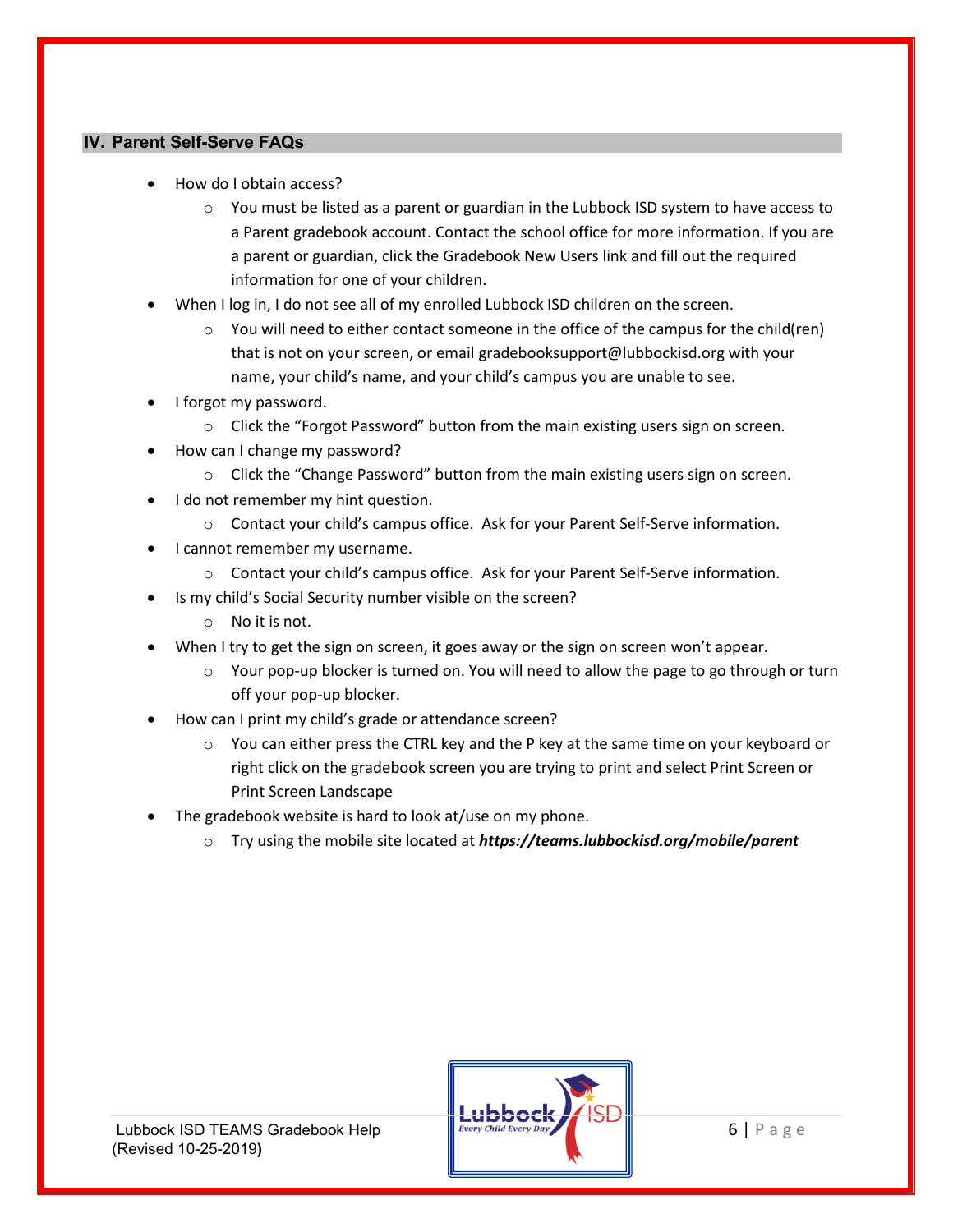## IV. Parent Self-Serve FAQs

- How do I obtain access?
  - You must be listed as a parent or guardian in the Lubbock ISD system to have access to a Parent gradebook account. Contact the school office for more information. If you are a parent or guardian, click the Gradebook New Users link and fill out the required information for one of your children.
- When I log in, I do not see all of my enrolled Lubbock ISD children on the screen.
  - You will need to either contact someone in the office of the campus for the child(ren) that is not on your screen, or email gradebooksupport@lubbockisd.org with your name, your child's name, and your child's campus you are unable to see.
- I forgot my password.
  - Click the "Forgot Password" button from the main existing users sign on screen.
- How can I change my password?
  - Click the "Change Password" button from the main existing users sign on screen.
- I do not remember my hint question.
  - Contact your child's campus office. Ask for your Parent Self-Serve information.
- I cannot remember my username.
  - Contact your child's campus office. Ask for your Parent Self-Serve information.
- Is my child's Social Security number visible on the screen?
  - No it is not.
- When I try to get the sign on screen, it goes away or the sign on screen won't appear.
  - Your pop-up blocker is turned on. You will need to allow the page to go through or turn off your pop-up blocker.
- How can I print my child's grade or attendance screen?
  - You can either press the CTRL key and the P key at the same time on your keyboard or right click on the gradebook screen you are trying to print and select Print Screen or Print Screen Landscape
- The gradebook website is hard to look at/use on my phone.
  - Try using the mobile site located at ***https://teams.lubbockisd.org/mobile/parent***